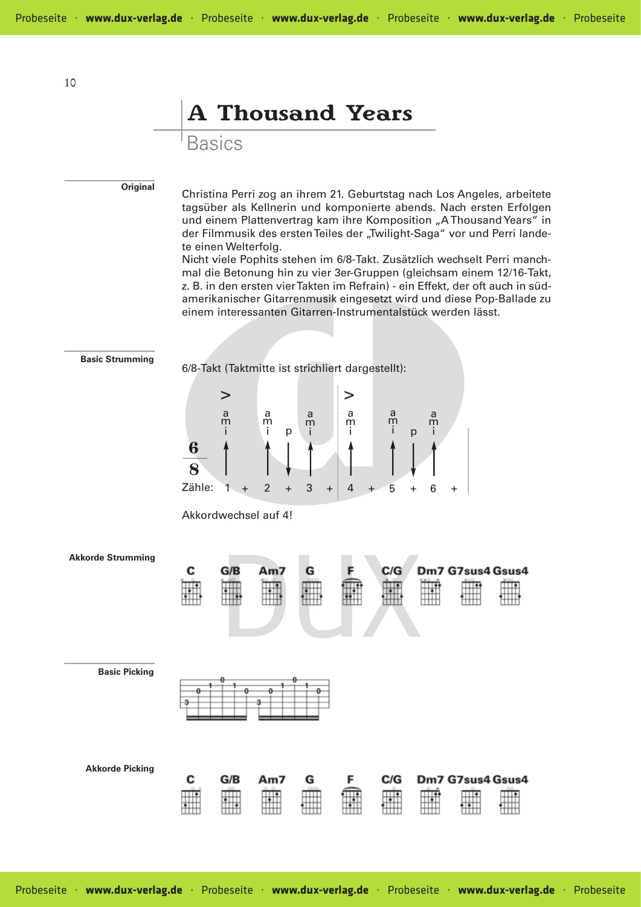# A Thousand Years

## Basics

**Original**

Christina Perri zog an ihrem 21. Geburtstag nach Los Angeles, arbeitete tagsüber als Kellnerin und komponierte abends. Nach ersten Erfolgen und einem Plattenvertrag kam ihre Komposition „A Thousand Years" in der Filmmusik des ersten Teiles der „Twilight-Saga" vor und Perri landete einen Welterfolg.

Nicht viele Pophits stehen im 6/8-Takt. Zusätzlich wechselt Perri manchmal die Betonung hin zu vier 3er-Gruppen (gleichsam einem 12/16-Takt, z. B. in den ersten vier Takten im Refrain) - ein Effekt, der oft auch in südamerikanischer Gitarrenmusik eingesetzt wird und diese Pop-Ballade zu einem interessanten Gitarren-Instrumentalstück werden lässt.

**Basic Strumming**

6/8-Takt (Taktmitte ist strichliert dargestellt):

Zähle: 1 + 2 + 3 + 4 + 5 + 6 +

Akkordwechsel auf 4!

**Akkorde Strumming**

C, G/B, Am7, G, F, C/G, Dm7, G7sus4, Gsus4

**Basic Picking**

**Akkorde Picking**

C, G/B, Am7, G, F, C/G, Dm7, G7sus4, Gsus4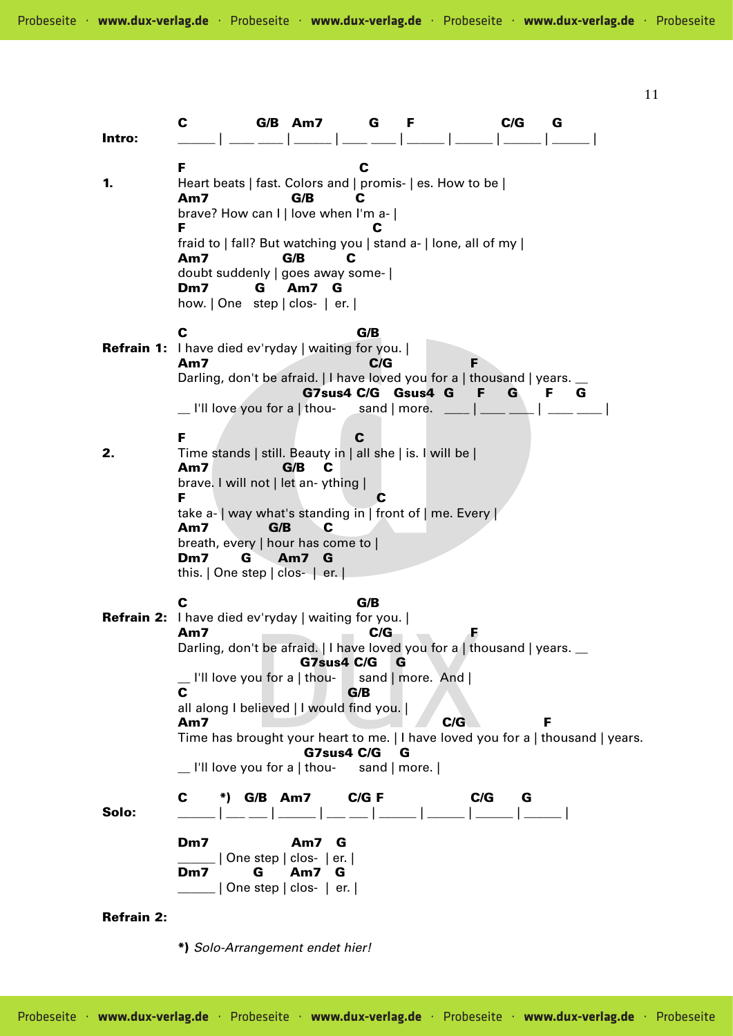**Intro:**

```
C           G/B   Am7         G      F                C/G      G
______ | ___ ___ | ______ | ___ ___ | ______ | ______ | ______ | ______ |
```

**1.**

```
F                                   C
Heart beats | fast. Colors and | promis- | es. How to be |
Am7              G/B        C
brave? How can I | love when I'm a- |
F                                  C
fraid to | fall? But watching you | stand a- | lone, all of my |
Am7              G/B        C
doubt suddenly | goes away some- |
Dm7        G      Am7   G
how. | One   step | clos-  | er. |
```

**Refrain 1:**

```
C                                  G/B
I have died ev'ryday | waiting for you. |
Am7                                  C/G              F
Darling, don't be afraid. | I have loved you for a | thousand | years. __
                        G7sus4 C/G   Gsus4  G     F     G      F     G
__ I'll love you for a | thou-      sand | more.   ____ | ____ ____ | ____ ____ |
```

**2.**

```
F                                  C
Time stands | still. Beauty in | all she | is. I will be |
Am7              G/B    C
brave. I will not | let an- ything |
F                                     C
take a- | way what's standing in | front of | me. Every |
Am7              G/B        C
breath, every | hour has come to |
Dm7       G      Am7   G
this. | One step | clos-  | er. |
```

**Refrain 2:**

```
C                                  G/B
I have died ev'ryday | waiting for you. |
Am7                                  C/G              F
Darling, don't be afraid. | I have loved you for a | thousand | years. __
                       G7sus4 C/G    G
__ I'll love you for a | thou-      sand | more.  And |
C                               G/B
all along I believed | I would find you. |
Am7                                              C/G                 F
Time has brought your heart to me. | I have loved you for a | thousand | years.
                        G7sus4 C/G    G
__ I'll love you for a | thou-      sand | more. |
```

**Solo:**

```
C       *)  G/B   Am7       C/G F                C/G      G
______ | ___ ___ | ______ | ___ ___ | ______ | ______ | ______ | ______ |

Dm7                 Am7    G
______ | One step | clos-  | er. |
Dm7          G      Am7    G
______ | One step | clos-  | er. |
```

**Refrain 2:**

**\*)** *Solo-Arrangement endet hier!*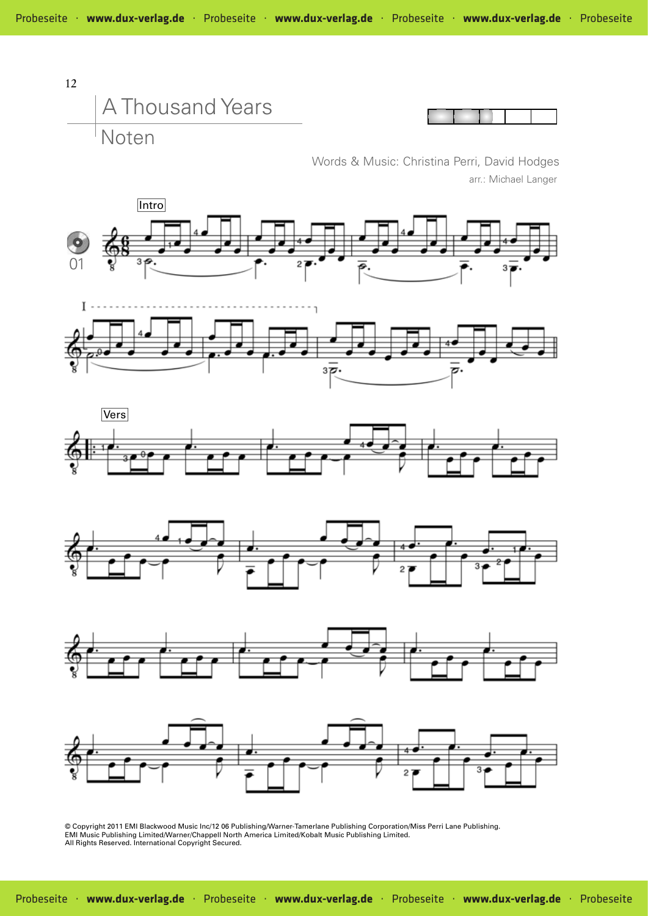# A Thousand Years

## Noten

Words & Music: Christina Perri, David Hodges

arr.: Michael Langer

Intro

Vers

© Copyright 2011 EMI Blackwood Music Inc/12 06 Publishing/Warner-Tamerlane Publishing Corporation/Miss Perri Lane Publishing.
EMI Music Publishing Limited/Warner/Chappell North America Limited/Kobalt Music Publishing Limited.
All Rights Reserved. International Copyright Secured.